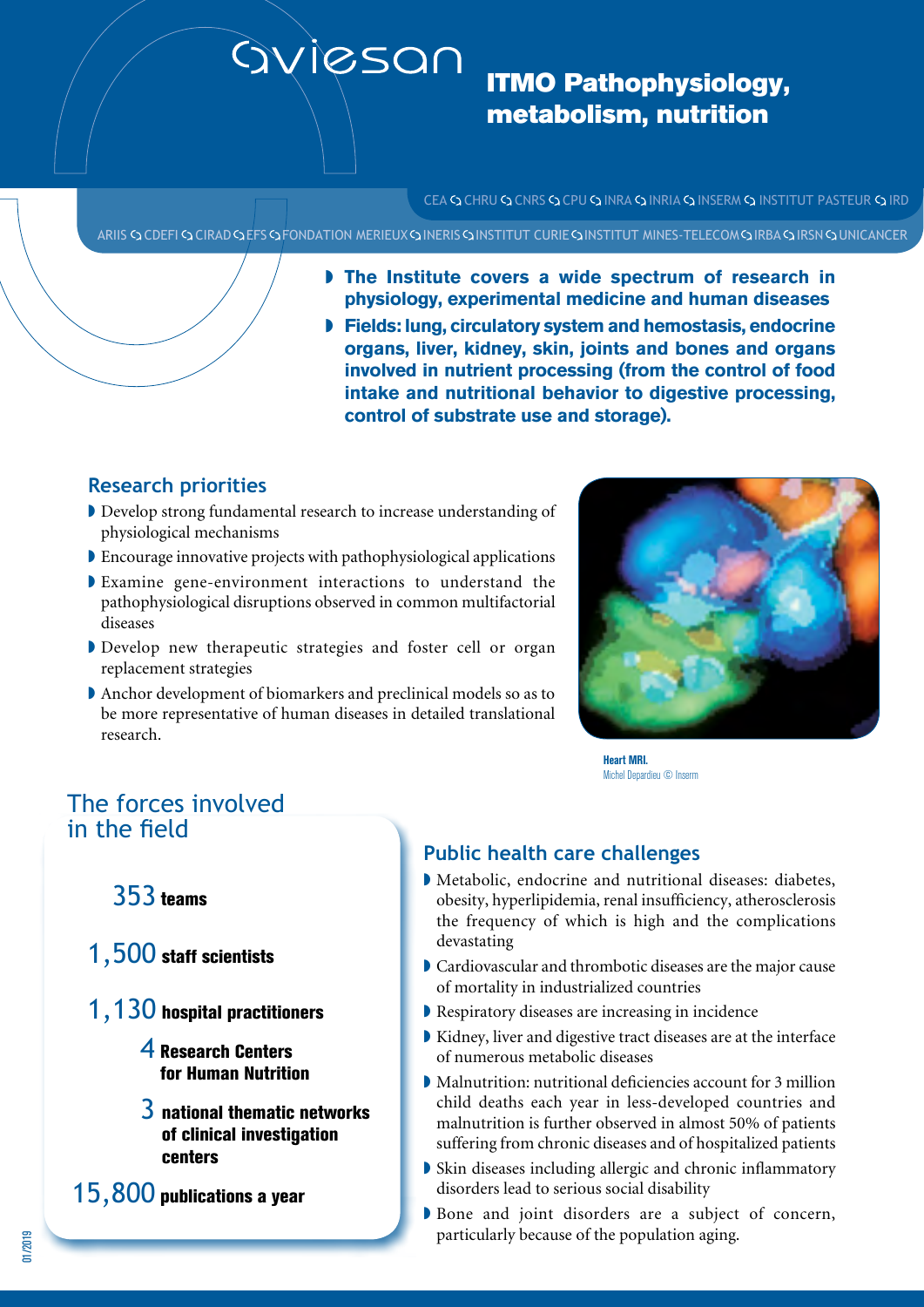# aviesan

## ITMO Pathophysiology, metabolism, nutrition

CEA • CHRU • CNRS • CPU • INRA • INRIA • INSERM • INSTITUT PASTEUR • IRD

ARIIS • CDEFI • CIRAD • EFS • FONDATION MERIEUX • INERIS • INSTITUT CURIE • INSTITUT MINES-TELECOM • IRBA • IRSN • UNICANCER

- **The Institute covers a wide spectrum of research in physiology, experimental medicine and human diseases**
- **Fields: lung, circulatory system and hemostasis, endocrine organs, liver, kidney, skin, joints and bones and organs involved in nutrient processing (from the control of food intake and nutritional behavior to digestive processing, control of substrate use and storage).**

### Research priorities

- Develop strong fundamental research to increase understanding of physiological mechanisms
- Encourage innovative projects with pathophysiological applications
- Examine gene-environment interactions to understand the pathophysiological disruptions observed in common multifactorial diseases
- Develop new therapeutic strategies and foster cell or organ replacement strategies
- Anchor development of biomarkers and preclinical models so as to be more representative of human diseases in detailed translational research.

**Heart MRI.**
Michel Depardieu © Inserm

### The forces involved in the field

- 353 **teams**
- 1,500 **staff scientists**
- 1,130 **hospital practitioners**
- 4 **Research Centers for Human Nutrition**
- 3 **national thematic networks of clinical investigation centers**
- 15,800 **publications a year**

### Public health care challenges

- Metabolic, endocrine and nutritional diseases: diabetes, obesity, hyperlipidemia, renal insufficiency, atherosclerosis the frequency of which is high and the complications devastating
- Cardiovascular and thrombotic diseases are the major cause of mortality in industrialized countries
- Respiratory diseases are increasing in incidence
- Kidney, liver and digestive tract diseases are at the interface of numerous metabolic diseases
- Malnutrition: nutritional deficiencies account for 3 million child deaths each year in less-developed countries and malnutrition is further observed in almost 50% of patients suffering from chronic diseases and of hospitalized patients
- Skin diseases including allergic and chronic inflammatory disorders lead to serious social disability
- Bone and joint disorders are a subject of concern, particularly because of the population aging.

01/2019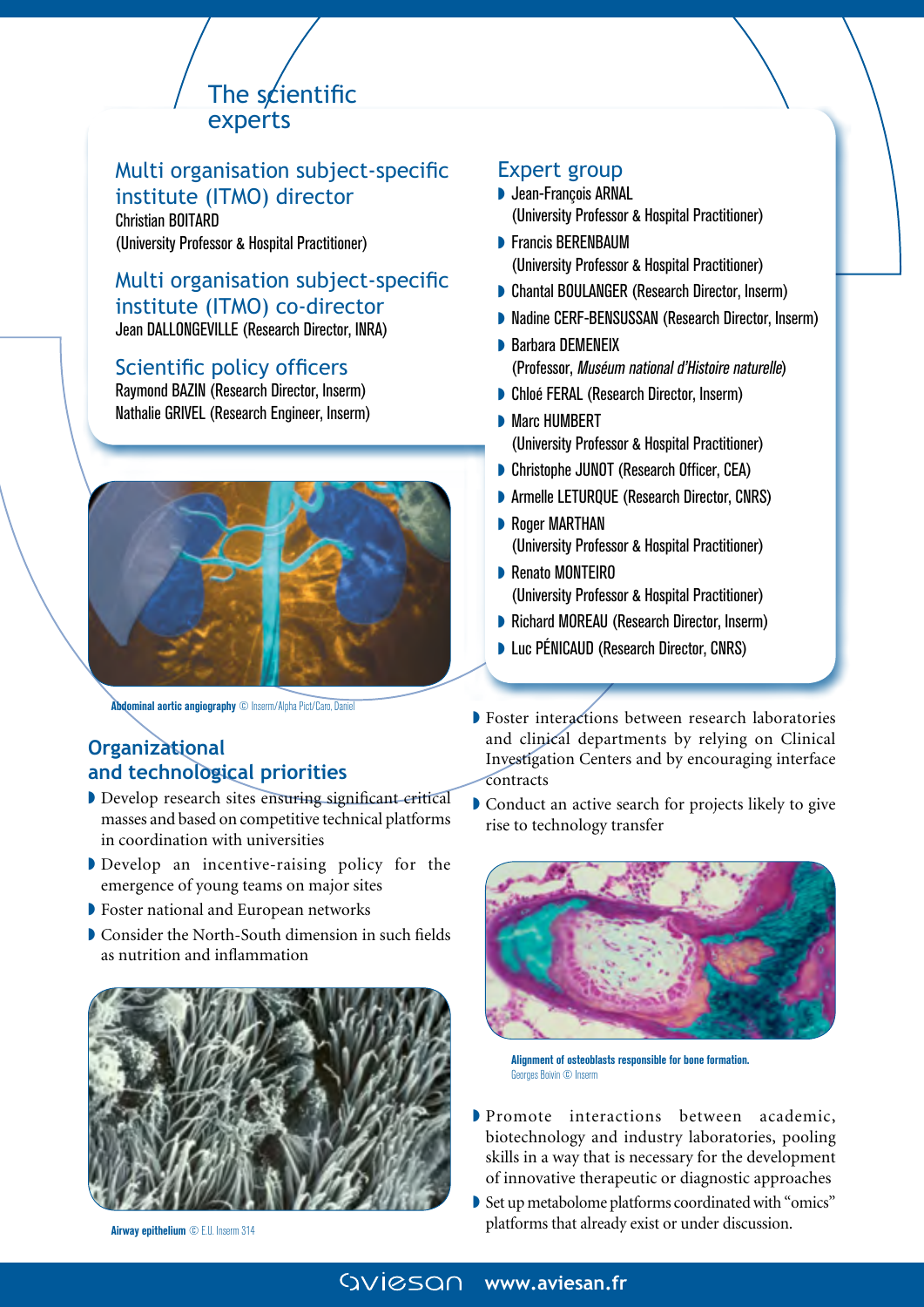# The scientific experts

## Multi organisation subject-specific institute (ITMO) director

Christian BOITARD
(University Professor & Hospital Practitioner)

## Multi organisation subject-specific institute (ITMO) co-director

Jean DALLONGEVILLE (Research Director, INRA)

## Scientific policy officers

Raymond BAZIN (Research Director, Inserm)
Nathalie GRIVEL (Research Engineer, Inserm)

## Expert group

- Jean-François ARNAL (University Professor & Hospital Practitioner)
- Francis BERENBAUM (University Professor & Hospital Practitioner)
- Chantal BOULANGER (Research Director, Inserm)
- Nadine CERF-BENSUSSAN (Research Director, Inserm)
- Barbara DEMENEIX (Professor, *Muséum national d'Histoire naturelle*)
- Chloé FERAL (Research Director, Inserm)
- Marc HUMBERT (University Professor & Hospital Practitioner)
- Christophe JUNOT (Research Officer, CEA)
- Armelle LETURQUE (Research Director, CNRS)
- Roger MARTHAN (University Professor & Hospital Practitioner)
- Renato MONTEIRO (University Professor & Hospital Practitioner)
- Richard MOREAU (Research Director, Inserm)
- Luc PÉNICAUD (Research Director, CNRS)

**Abdominal aortic angiography** © Inserm/Alpha Pict/Caro, Daniel

## Organizational and technological priorities

- Develop research sites ensuring significant critical masses and based on competitive technical platforms in coordination with universities
- Develop an incentive-raising policy for the emergence of young teams on major sites
- Foster national and European networks
- Consider the North-South dimension in such fields as nutrition and inflammation
- Foster interactions between research laboratories and clinical departments by relying on Clinical Investigation Centers and by encouraging interface contracts
- Conduct an active search for projects likely to give rise to technology transfer

**Airway epithelium** © E.U. Inserm 314

**Alignment of osteoblasts responsible for bone formation.**
Georges Boivin © Inserm

- Promote interactions between academic, biotechnology and industry laboratories, pooling skills in a way that is necessary for the development of innovative therapeutic or diagnostic approaches
- Set up metabolome platforms coordinated with "omics" platforms that already exist or under discussion.

aviesan **www.aviesan.fr**